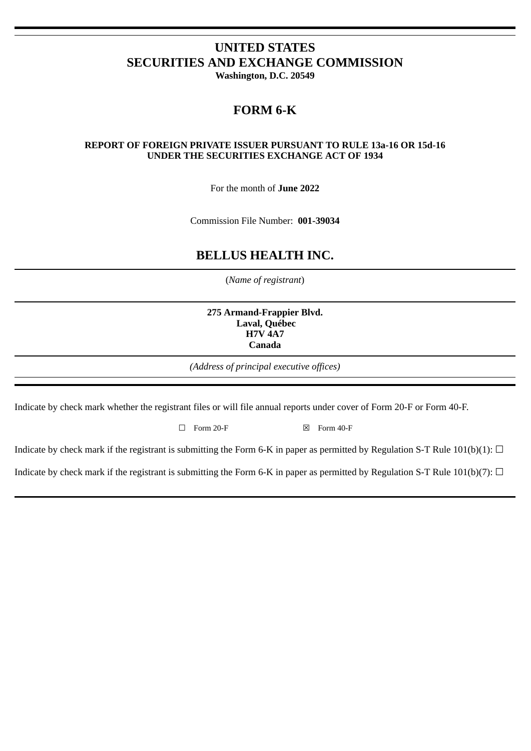# UNITED STATES
# SECURITIES AND EXCHANGE COMMISSION

**Washington, D.C. 20549**

## FORM 6-K

**REPORT OF FOREIGN PRIVATE ISSUER PURSUANT TO RULE 13a-16 OR 15d-16
UNDER THE SECURITIES EXCHANGE ACT OF 1934**

For the month of **June 2022**

Commission File Number: **001-39034**

## BELLUS HEALTH INC.

(*Name of registrant*)

**275 Armand-Frappier Blvd.
Laval, Québec
H7V 4A7
Canada**

*(Address of principal executive offices)*

Indicate by check mark whether the registrant files or will file annual reports under cover of Form 20-F or Form 40-F.

☐ Form 20-F ☒ Form 40-F

Indicate by check mark if the registrant is submitting the Form 6-K in paper as permitted by Regulation S-T Rule 101(b)(1): ☐

Indicate by check mark if the registrant is submitting the Form 6-K in paper as permitted by Regulation S-T Rule 101(b)(7): ☐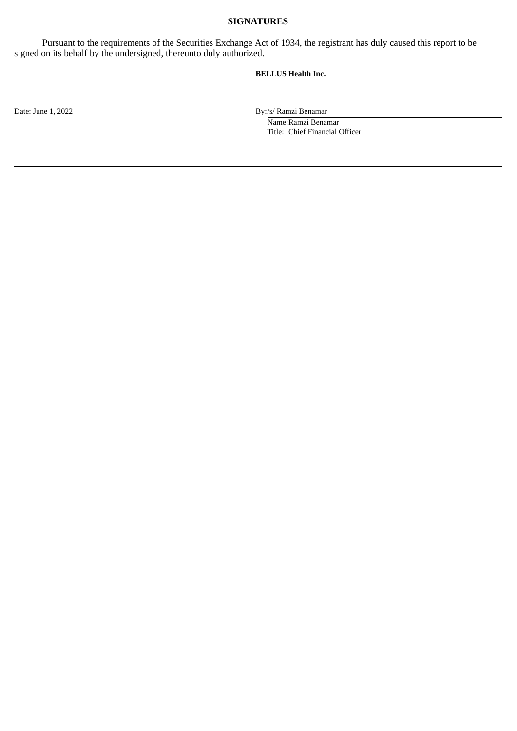## SIGNATURES

Pursuant to the requirements of the Securities Exchange Act of 1934, the registrant has duly caused this report to be signed on its behalf by the undersigned, thereunto duly authorized.

**BELLUS Health Inc.**

Date: June 1, 2022

By:/s/ Ramzi Benamar
Name:Ramzi Benamar
Title: Chief Financial Officer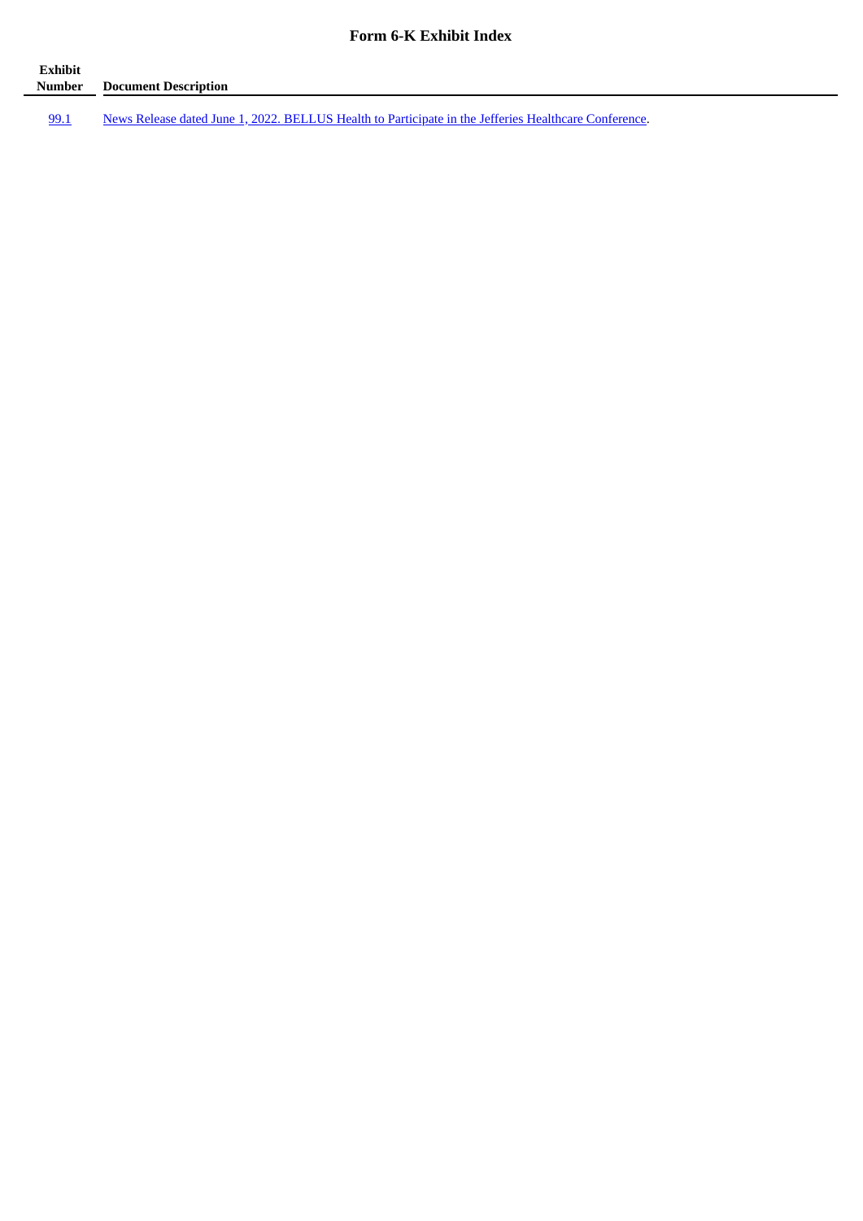# Form 6-K Exhibit Index

| Exhibit Number | Document Description |
|---|---|
| 99.1 | News Release dated June 1, 2022. BELLUS Health to Participate in the Jefferies Healthcare Conference. |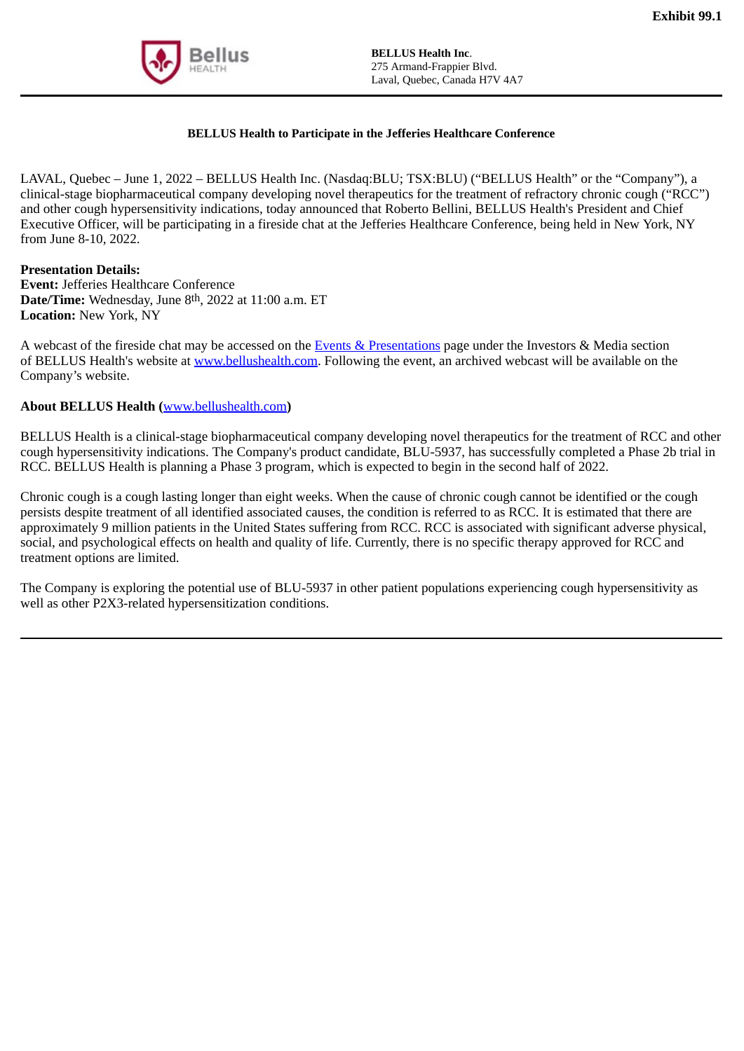**Exhibit 99.1**

**BELLUS Health Inc.**
275 Armand-Frappier Blvd.
Laval, Quebec, Canada H7V 4A7

**BELLUS Health to Participate in the Jefferies Healthcare Conference**

LAVAL, Quebec – June 1, 2022 – BELLUS Health Inc. (Nasdaq:BLU; TSX:BLU) ("BELLUS Health" or the "Company"), a clinical-stage biopharmaceutical company developing novel therapeutics for the treatment of refractory chronic cough ("RCC") and other cough hypersensitivity indications, today announced that Roberto Bellini, BELLUS Health's President and Chief Executive Officer, will be participating in a fireside chat at the Jefferies Healthcare Conference, being held in New York, NY from June 8-10, 2022.

**Presentation Details:**
**Event:** Jefferies Healthcare Conference
**Date/Time:** Wednesday, June 8th, 2022 at 11:00 a.m. ET
**Location:** New York, NY

A webcast of the fireside chat may be accessed on the Events & Presentations page under the Investors & Media section of BELLUS Health's website at www.bellushealth.com. Following the event, an archived webcast will be available on the Company's website.

**About BELLUS Health (www.bellushealth.com)**

BELLUS Health is a clinical-stage biopharmaceutical company developing novel therapeutics for the treatment of RCC and other cough hypersensitivity indications. The Company's product candidate, BLU-5937, has successfully completed a Phase 2b trial in RCC. BELLUS Health is planning a Phase 3 program, which is expected to begin in the second half of 2022.

Chronic cough is a cough lasting longer than eight weeks. When the cause of chronic cough cannot be identified or the cough persists despite treatment of all identified associated causes, the condition is referred to as RCC. It is estimated that there are approximately 9 million patients in the United States suffering from RCC. RCC is associated with significant adverse physical, social, and psychological effects on health and quality of life. Currently, there is no specific therapy approved for RCC and treatment options are limited.

The Company is exploring the potential use of BLU-5937 in other patient populations experiencing cough hypersensitivity as well as other P2X3-related hypersensitization conditions.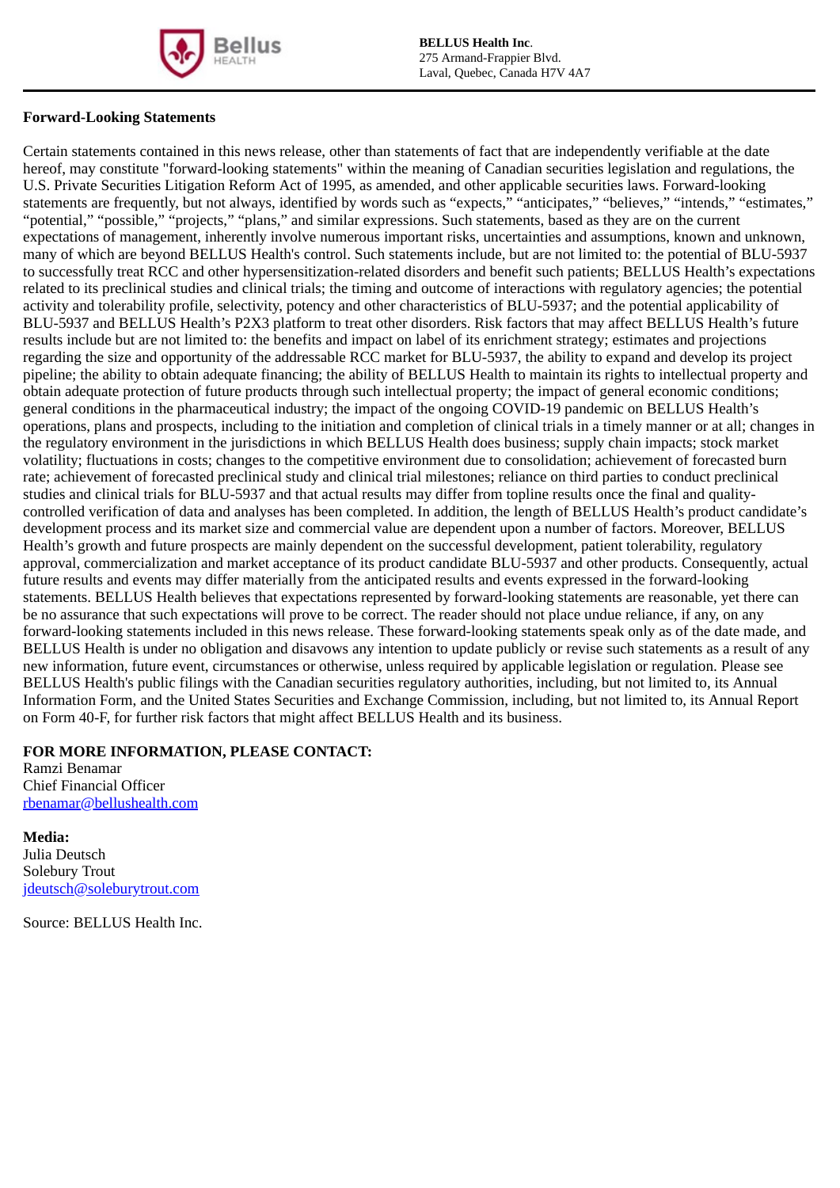**BELLUS Health Inc**.
275 Armand-Frappier Blvd.
Laval, Quebec, Canada H7V 4A7

**Forward-Looking Statements**

Certain statements contained in this news release, other than statements of fact that are independently verifiable at the date hereof, may constitute "forward-looking statements" within the meaning of Canadian securities legislation and regulations, the U.S. Private Securities Litigation Reform Act of 1995, as amended, and other applicable securities laws. Forward-looking statements are frequently, but not always, identified by words such as "expects," "anticipates," "believes," "intends," "estimates," "potential," "possible," "projects," "plans," and similar expressions. Such statements, based as they are on the current expectations of management, inherently involve numerous important risks, uncertainties and assumptions, known and unknown, many of which are beyond BELLUS Health's control. Such statements include, but are not limited to: the potential of BLU-5937 to successfully treat RCC and other hypersensitization-related disorders and benefit such patients; BELLUS Health's expectations related to its preclinical studies and clinical trials; the timing and outcome of interactions with regulatory agencies; the potential activity and tolerability profile, selectivity, potency and other characteristics of BLU-5937; and the potential applicability of BLU-5937 and BELLUS Health's P2X3 platform to treat other disorders. Risk factors that may affect BELLUS Health's future results include but are not limited to: the benefits and impact on label of its enrichment strategy; estimates and projections regarding the size and opportunity of the addressable RCC market for BLU-5937, the ability to expand and develop its project pipeline; the ability to obtain adequate financing; the ability of BELLUS Health to maintain its rights to intellectual property and obtain adequate protection of future products through such intellectual property; the impact of general economic conditions; general conditions in the pharmaceutical industry; the impact of the ongoing COVID-19 pandemic on BELLUS Health's operations, plans and prospects, including to the initiation and completion of clinical trials in a timely manner or at all; changes in the regulatory environment in the jurisdictions in which BELLUS Health does business; supply chain impacts; stock market volatility; fluctuations in costs; changes to the competitive environment due to consolidation; achievement of forecasted burn rate; achievement of forecasted preclinical study and clinical trial milestones; reliance on third parties to conduct preclinical studies and clinical trials for BLU-5937 and that actual results may differ from topline results once the final and quality-controlled verification of data and analyses has been completed. In addition, the length of BELLUS Health's product candidate's development process and its market size and commercial value are dependent upon a number of factors. Moreover, BELLUS Health's growth and future prospects are mainly dependent on the successful development, patient tolerability, regulatory approval, commercialization and market acceptance of its product candidate BLU-5937 and other products. Consequently, actual future results and events may differ materially from the anticipated results and events expressed in the forward-looking statements. BELLUS Health believes that expectations represented by forward-looking statements are reasonable, yet there can be no assurance that such expectations will prove to be correct. The reader should not place undue reliance, if any, on any forward-looking statements included in this news release. These forward-looking statements speak only as of the date made, and BELLUS Health is under no obligation and disavows any intention to update publicly or revise such statements as a result of any new information, future event, circumstances or otherwise, unless required by applicable legislation or regulation. Please see BELLUS Health's public filings with the Canadian securities regulatory authorities, including, but not limited to, its Annual Information Form, and the United States Securities and Exchange Commission, including, but not limited to, its Annual Report on Form 40-F, for further risk factors that might affect BELLUS Health and its business.

**FOR MORE INFORMATION, PLEASE CONTACT:**
Ramzi Benamar
Chief Financial Officer
rbenamar@bellushealth.com

**Media:**
Julia Deutsch
Solebury Trout
jdeutsch@soleburytrout.com

Source: BELLUS Health Inc.